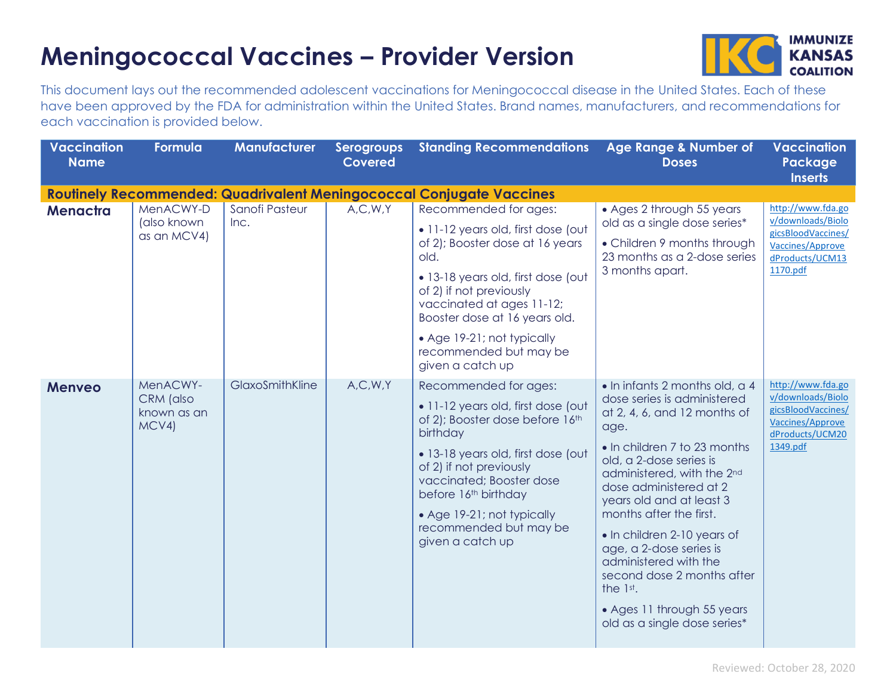# Meningococcal Vaccines – Provider Version

IMMUNIZE KANSAS COALITION

This document lays out the recommended adolescent vaccinations for Meningococcal disease in the United States. Each of these have been approved by the FDA for administration within the United States. Brand names, manufacturers, and recommendations for each vaccination is provided below.

| Vaccination Name | Formula | Manufacturer | Serogroups Covered | Standing Recommendations | Age Range & Number of Doses | Vaccination Package Inserts |
|---|---|---|---|---|---|---|
| **Routinely Recommended: Quadrivalent Meningococcal Conjugate Vaccines** | | | | | | |
| **Menactra** | MenACWY-D (also known as an MCV4) | Sanofi Pasteur Inc. | A,C,W,Y | Recommended for ages: <br>• 11-12 years old, first dose (out of 2); Booster dose at 16 years old. <br>• 13-18 years old, first dose (out of 2) if not previously vaccinated at ages 11-12; Booster dose at 16 years old. <br>• Age 19-21; not typically recommended but may be given a catch up | • Ages 2 through 55 years old as a single dose series* <br>• Children 9 months through 23 months as a 2-dose series 3 months apart. | http://www.fda.gov/downloads/BiologicsBloodVaccines/Vaccines/ApprovedProducts/UCM131170.pdf |
| **Menveo** | MenACWY-CRM (also known as an MCV4) | GlaxoSmithKline | A,C,W,Y | Recommended for ages: <br>• 11-12 years old, first dose (out of 2); Booster dose before 16th birthday <br>• 13-18 years old, first dose (out of 2) if not previously vaccinated; Booster dose before 16th birthday <br>• Age 19-21; not typically recommended but may be given a catch up | • In infants 2 months old, a 4 dose series is administered at 2, 4, 6, and 12 months of age. <br>• In children 7 to 23 months old, a 2-dose series is administered, with the 2nd dose administered at 2 years old and at least 3 months after the first. <br>• In children 2-10 years of age, a 2-dose series is administered with the second dose 2 months after the 1st. <br>• Ages 11 through 55 years old as a single dose series* | http://www.fda.gov/downloads/BiologicsBloodVaccines/Vaccines/ApprovedProducts/UCM201349.pdf |

Reviewed: October 28, 2020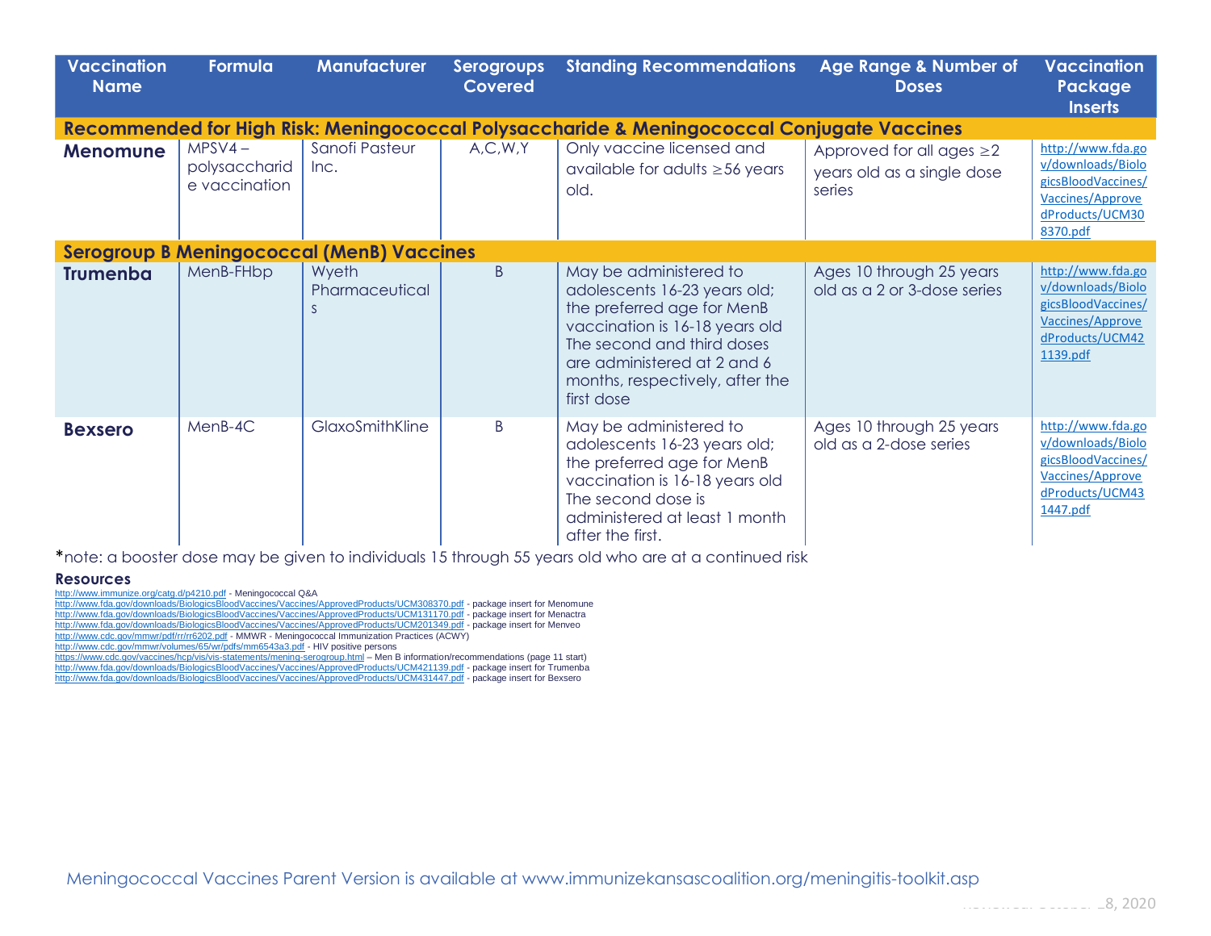| Vaccination Name | Formula | Manufacturer | Serogroups Covered | Standing Recommendations | Age Range & Number of Doses | Vaccination Package Inserts |
|---|---|---|---|---|---|---|
| **Recommended for High Risk: Meningococcal Polysaccharide & Meningococcal Conjugate Vaccines** | | | | | | |
| **Menomune** | MPSV4 – polysaccharide vaccination | Sanofi Pasteur Inc. | A,C,W,Y | Only vaccine licensed and available for adults ≥56 years old. | Approved for all ages ≥2 years old as a single dose series | http://www.fda.gov/downloads/BiologicsBloodVaccines/Vaccines/ApprovedProducts/UCM308370.pdf |
| **Serogroup B Meningococcal (MenB) Vaccines** | | | | | | |
| **Trumenba** | MenB-FHbp | Wyeth Pharmaceuticals | B | May be administered to adolescents 16-23 years old; the preferred age for MenB vaccination is 16-18 years old The second and third doses are administered at 2 and 6 months, respectively, after the first dose | Ages 10 through 25 years old as a 2 or 3-dose series | http://www.fda.gov/downloads/BiologicsBloodVaccines/Vaccines/ApprovedProducts/UCM421139.pdf |
| **Bexsero** | MenB-4C | GlaxoSmithKline | B | May be administered to adolescents 16-23 years old; the preferred age for MenB vaccination is 16-18 years old The second dose is administered at least 1 month after the first. | Ages 10 through 25 years old as a 2-dose series | http://www.fda.gov/downloads/BiologicsBloodVaccines/Vaccines/ApprovedProducts/UCM431447.pdf |

*note: a booster dose may be given to individuals 15 through 55 years old who are at a continued risk

**Resources**

http://www.immunize.org/catg.d/p4210.pdf - Meningococcal Q&A
http://www.fda.gov/downloads/BiologicsBloodVaccines/Vaccines/ApprovedProducts/UCM308370.pdf - package insert for Menomune
http://www.fda.gov/downloads/BiologicsBloodVaccines/Vaccines/ApprovedProducts/UCM131170.pdf - package insert for Menactra
http://www.fda.gov/downloads/BiologicsBloodVaccines/Vaccines/ApprovedProducts/UCM201349.pdf - package insert for Menveo
http://www.cdc.gov/mmwr/pdf/rr/rr6202.pdf - MMWR - Meningococcal Immunization Practices (ACWY)
http://www.cdc.gov/mmwr/volumes/65/wr/pdfs/mm6543a3.pdf - HIV positive persons
https://www.cdc.gov/vaccines/hcp/vis/vis-statements/mening-serogroup.html – Men B information/recommendations (page 11 start)
http://www.fda.gov/downloads/BiologicsBloodVaccines/Vaccines/ApprovedProducts/UCM421139.pdf - package insert for Trumenba
http://www.fda.gov/downloads/BiologicsBloodVaccines/Vaccines/ApprovedProducts/UCM431447.pdf - package insert for Bexsero

Meningococcal Vaccines Parent Version is available at www.immunizekansascoalition.org/meningitis-toolkit.asp